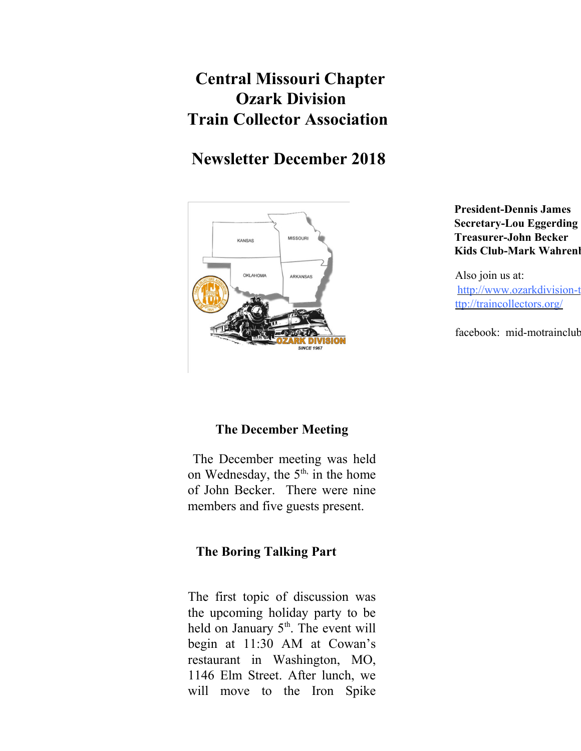# Central Missouri Chapter
# Ozark Division
# Train Collector Association

## Newsletter December 2018

**President-Dennis James**
**Secretary-Lou Eggerding**
**Treasurer-John Becker**
**Kids Club-Mark Wahrenb**

Also join us at:
http://www.ozarkdivision-t
ttp://traincollectors.org/

facebook: mid-motrainclub

### The December Meeting

The December meeting was held on Wednesday, the 5th, in the home of John Becker. There were nine members and five guests present.

### The Boring Talking Part

The first topic of discussion was the upcoming holiday party to be held on January 5th. The event will begin at 11:30 AM at Cowan's restaurant in Washington, MO, 1146 Elm Street. After lunch, we will move to the Iron Spike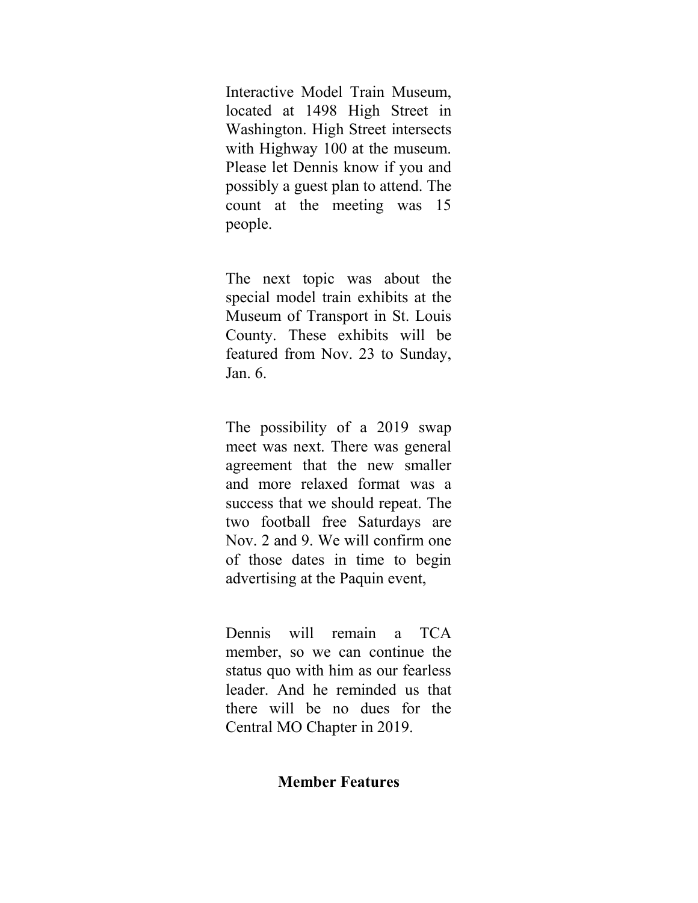Interactive Model Train Museum, located at 1498 High Street in Washington. High Street intersects with Highway 100 at the museum. Please let Dennis know if you and possibly a guest plan to attend. The count at the meeting was 15 people.

The next topic was about the special model train exhibits at the Museum of Transport in St. Louis County. These exhibits will be featured from Nov. 23 to Sunday, Jan. 6.

The possibility of a 2019 swap meet was next. There was general agreement that the new smaller and more relaxed format was a success that we should repeat. The two football free Saturdays are Nov. 2 and 9. We will confirm one of those dates in time to begin advertising at the Paquin event,

Dennis will remain a TCA member, so we can continue the status quo with him as our fearless leader. And he reminded us that there will be no dues for the Central MO Chapter in 2019.

## Member Features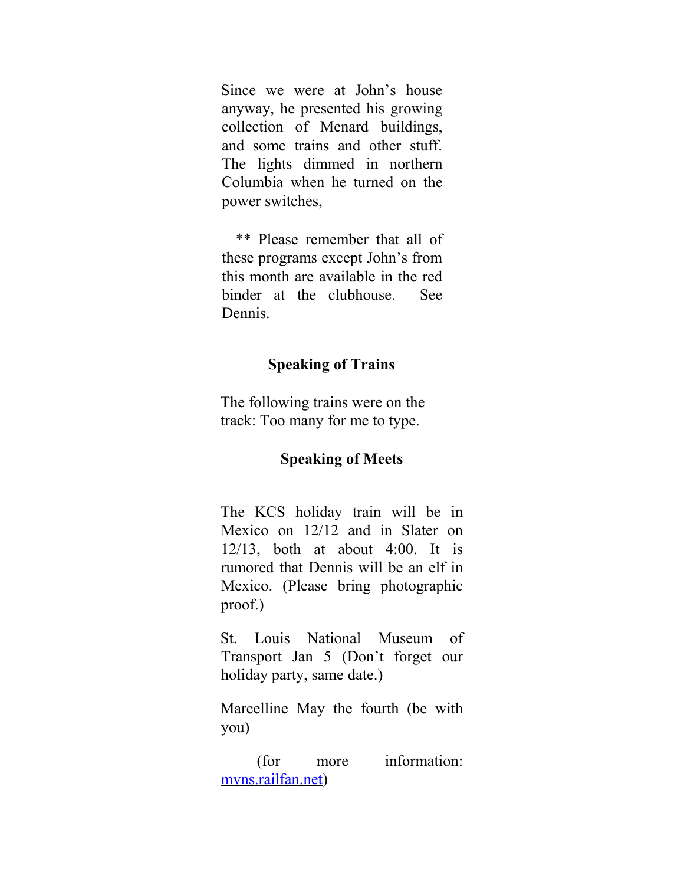Since we were at John's house anyway, he presented his growing collection of Menard buildings, and some trains and other stuff. The lights dimmed in northern Columbia when he turned on the power switches,

** Please remember that all of these programs except John's from this month are available in the red binder at the clubhouse. See Dennis.

### Speaking of Trains

The following trains were on the track: Too many for me to type.

### Speaking of Meets

The KCS holiday train will be in Mexico on 12/12 and in Slater on 12/13, both at about 4:00. It is rumored that Dennis will be an elf in Mexico. (Please bring photographic proof.)

St. Louis National Museum of Transport Jan 5 (Don't forget our holiday party, same date.)

Marcelline May the fourth (be with you)

(for more information: [mvns.railfan.net](mvns.railfan.net))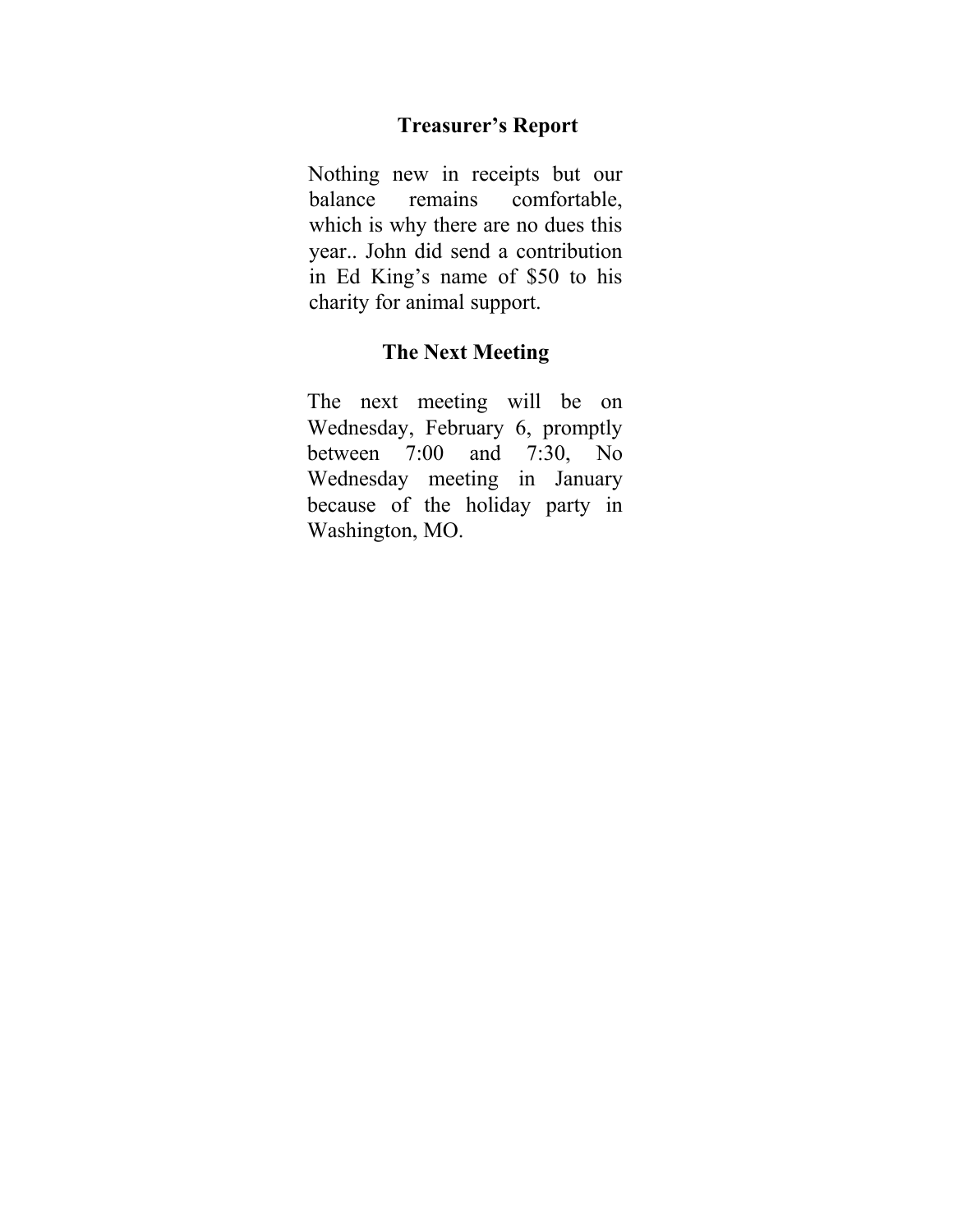## Treasurer's Report

Nothing new in receipts but our balance remains comfortable, which is why there are no dues this year.. John did send a contribution in Ed King's name of $50 to his charity for animal support.

## The Next Meeting

The next meeting will be on Wednesday, February 6, promptly between 7:00 and 7:30, No Wednesday meeting in January because of the holiday party in Washington, MO.